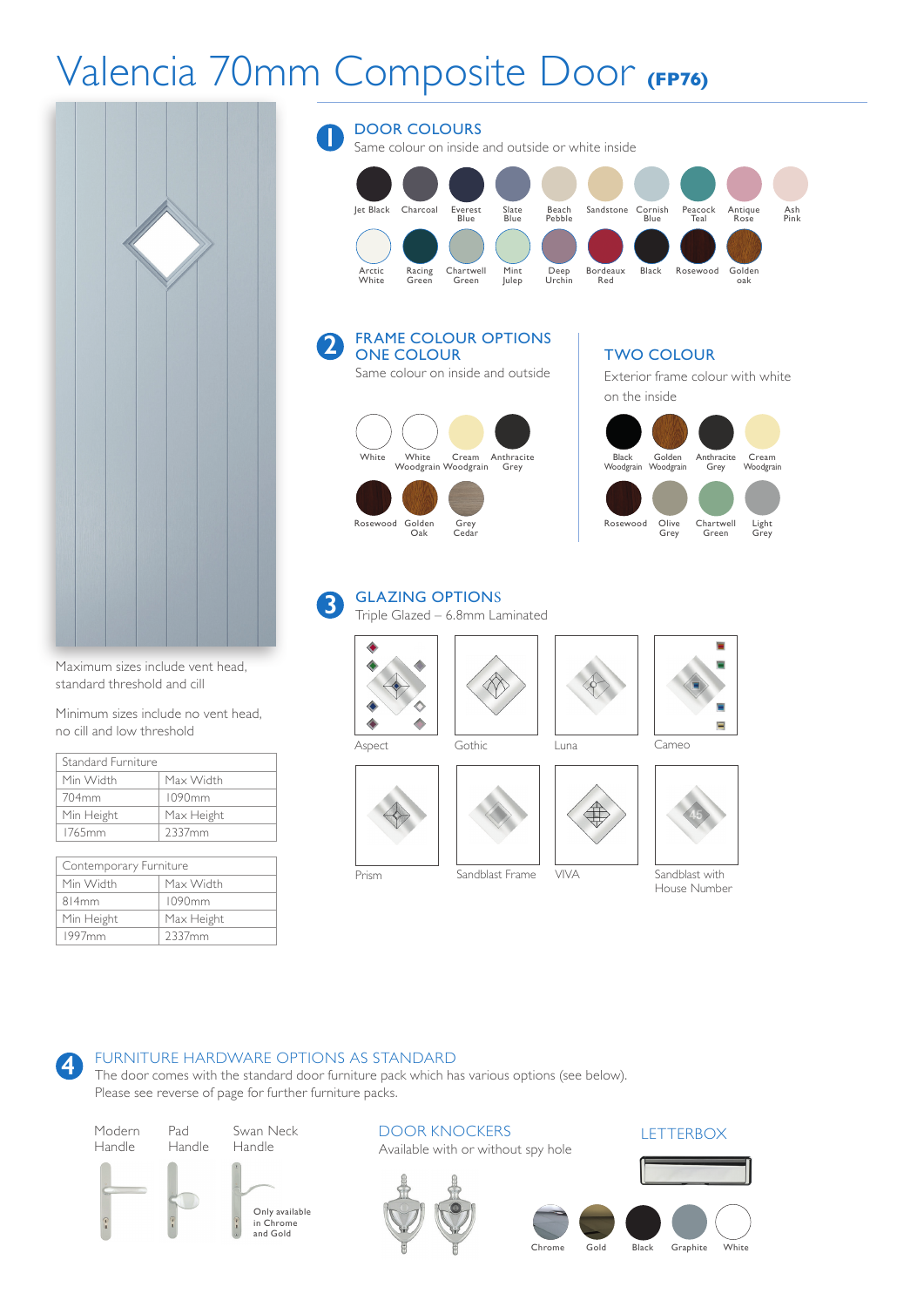# Valencia 70mm Composite Door (FP76)

## 1 DOOR COLOURS

Same colour on inside and outside or white inside

Jet Black, Charcoal, Everest Blue, Slate Blue, Beach Pebble, Sandstone, Cornish Blue, Peacock Teal, Antique Rose, Ash Pink

Arctic White, Racing Green, Chartwell Green, Mint Julep, Deep Urchin, Bordeaux Red, Black, Rosewood, Golden oak

## 2 FRAME COLOUR OPTIONS

### ONE COLOUR

Same colour on inside and outside

White, White Woodgrain, Cream Woodgrain, Anthracite Grey

Rosewood, Golden Oak, Grey Cedar

### TWO COLOUR

Exterior frame colour with white on the inside

Black Woodgrain, Golden Woodgrain, Anthracite Grey, Cream Woodgrain

Rosewood, Olive Grey, Chartwell Green, Light Grey

## 3 GLAZING OPTIONS

Triple Glazed – 6.8mm Laminated

Aspect, Gothic, Luna, Cameo

Prism, Sandblast Frame, VIVA, Sandblast with House Number

Maximum sizes include vent head, standard threshold and cill

Minimum sizes include no vent head, no cill and low threshold

| Standard Furniture | |
|---|---|
| Min Width | Max Width |
| 704mm | 1090mm |
| Min Height | Max Height |
| 1765mm | 2337mm |

| Contemporary Furniture | |
|---|---|
| Min Width | Max Width |
| 814mm | 1090mm |
| Min Height | Max Height |
| 1997mm | 2337mm |

## 4 FURNITURE HARDWARE OPTIONS AS STANDARD

The door comes with the standard door furniture pack which has various options (see below).
Please see reverse of page for further furniture packs.

Modern Handle, Pad Handle, Swan Neck Handle (Only available in Chrome and Gold)

### DOOR KNOCKERS

Available with or without spy hole

### LETTERBOX

Chrome, Gold, Black, Graphite, White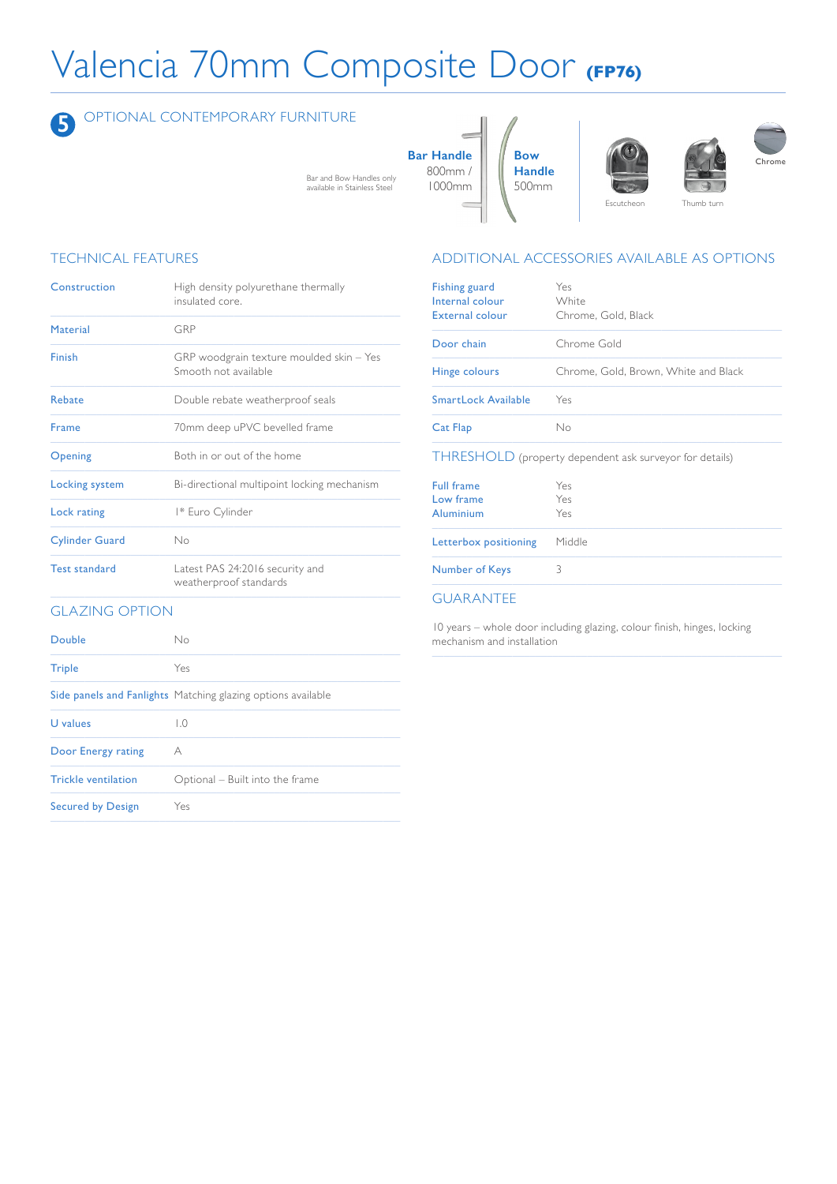# Valencia 70mm Composite Door **(FP76)**

## 5 OPTIONAL CONTEMPORARY FURNITURE

Bar and Bow Handles only available in Stainless Steel

**Bar Handle** 800mm / 1000mm

**Bow Handle** 500mm

Escutcheon

Thumb turn

Chrome

## TECHNICAL FEATURES

| | |
|---|---|
| Construction | High density polyurethane thermally insulated core. |
| Material | GRP |
| Finish | GRP woodgrain texture moulded skin – Yes<br>Smooth not available |
| Rebate | Double rebate weatherproof seals |
| Frame | 70mm deep uPVC bevelled frame |
| Opening | Both in or out of the home |
| Locking system | Bi-directional multipoint locking mechanism |
| Lock rating | 1* Euro Cylinder |
| Cylinder Guard | No |
| Test standard | Latest PAS 24:2016 security and weatherproof standards |

## GLAZING OPTION

| | |
|---|---|
| Double | No |
| Triple | Yes |
| Side panels and Fanlights | Matching glazing options available |
| U values | 1.0 |
| Door Energy rating | A |
| Trickle ventilation | Optional – Built into the frame |
| Secured by Design | Yes |

## ADDITIONAL ACCESSORIES AVAILABLE AS OPTIONS

| | |
|---|---|
| Fishing guard<br>Internal colour<br>External colour | Yes<br>White<br>Chrome, Gold, Black |
| Door chain | Chrome Gold |
| Hinge colours | Chrome, Gold, Brown, White and Black |
| SmartLock Available | Yes |
| Cat Flap | No |

## THRESHOLD (property dependent ask surveyor for details)

| | |
|---|---|
| Full frame<br>Low frame<br>Aluminium | Yes<br>Yes<br>Yes |
| Letterbox positioning | Middle |
| Number of Keys | 3 |

## GUARANTEE

10 years – whole door including glazing, colour finish, hinges, locking mechanism and installation